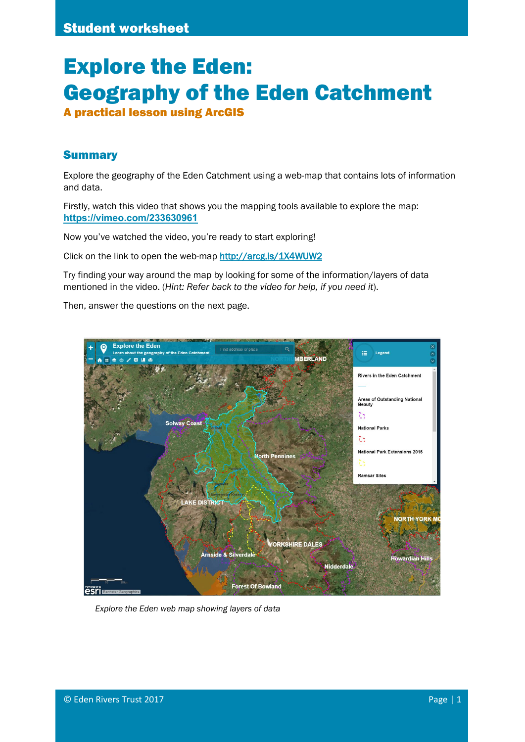# Explore the Eden: Geography of the Eden Catchment

**A practical lesson using ArcGIS**

## Summary

Explore the geography of the Eden Catchment using a web-map that contains lots of information and data.

Firstly, watch this video that shows you the mapping tools available to explore the map: [https://vimeo.com/233630961](https://vimeo.com/233630961)

Now you've watched the video, you're ready to start exploring!

Click on the link to open the web-map [http://arcg.is/1X4WUW2](http://arcg.is/1X4WUW2)

Try finding your way around the map by looking for some of the information/layers of data mentioned in the video. (*Hint: Refer back to the video for help, if you need it*).

Then, answer the questions on the next page.

*Explore the Eden web map showing layers of data*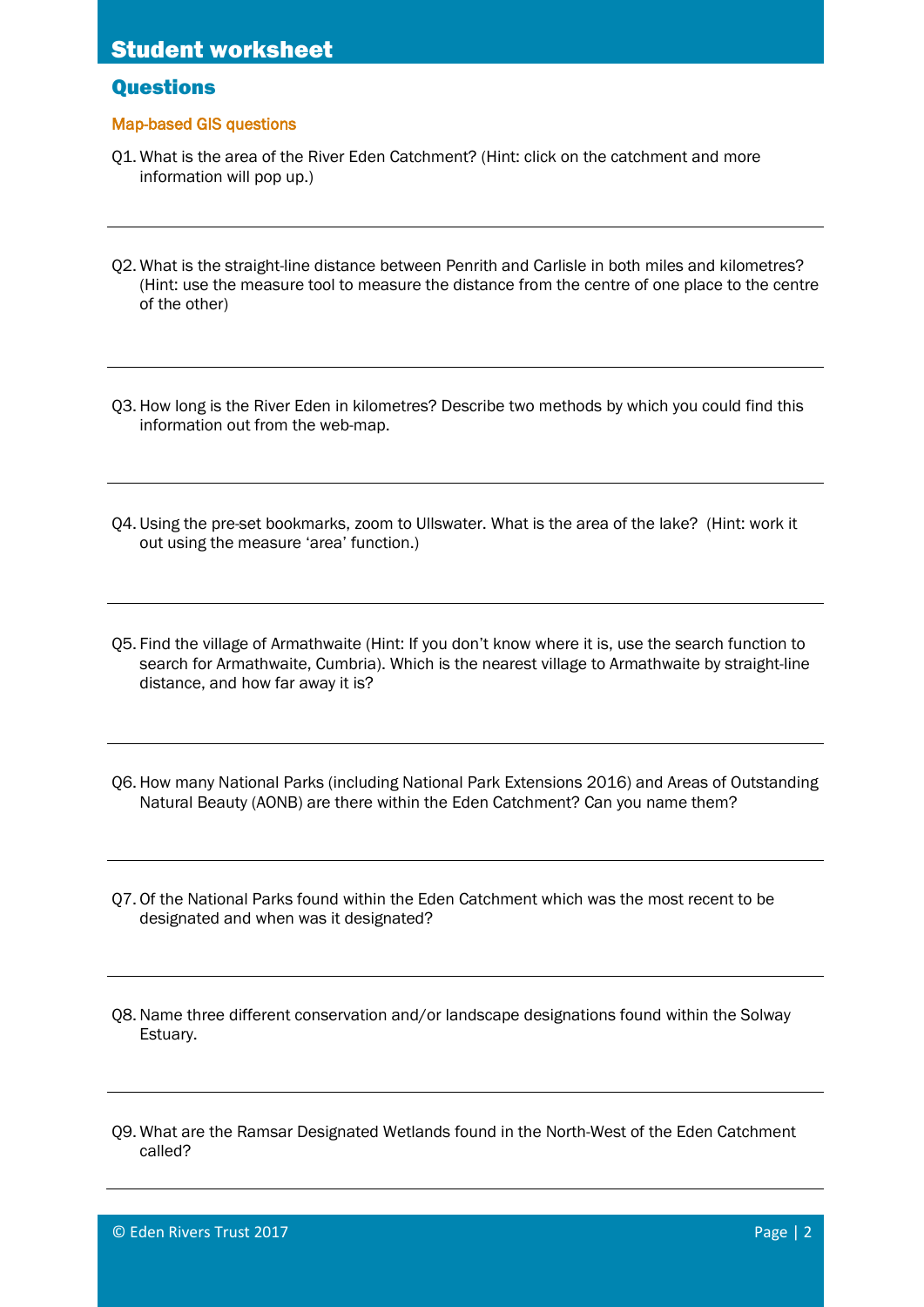# Student worksheet

## Questions

### Map-based GIS questions

Q1. What is the area of the River Eden Catchment? (Hint: click on the catchment and more information will pop up.)

---

Q2. What is the straight-line distance between Penrith and Carlisle in both miles and kilometres? (Hint: use the measure tool to measure the distance from the centre of one place to the centre of the other)

---

Q3. How long is the River Eden in kilometres? Describe two methods by which you could find this information out from the web-map.

---

Q4. Using the pre-set bookmarks, zoom to Ullswater. What is the area of the lake? (Hint: work it out using the measure 'area' function.)

---

Q5. Find the village of Armathwaite (Hint: If you don't know where it is, use the search function to search for Armathwaite, Cumbria). Which is the nearest village to Armathwaite by straight-line distance, and how far away it is?

---

Q6. How many National Parks (including National Park Extensions 2016) and Areas of Outstanding Natural Beauty (AONB) are there within the Eden Catchment? Can you name them?

---

Q7. Of the National Parks found within the Eden Catchment which was the most recent to be designated and when was it designated?

---

Q8. Name three different conservation and/or landscape designations found within the Solway Estuary.

---

Q9. What are the Ramsar Designated Wetlands found in the North-West of the Eden Catchment called?

---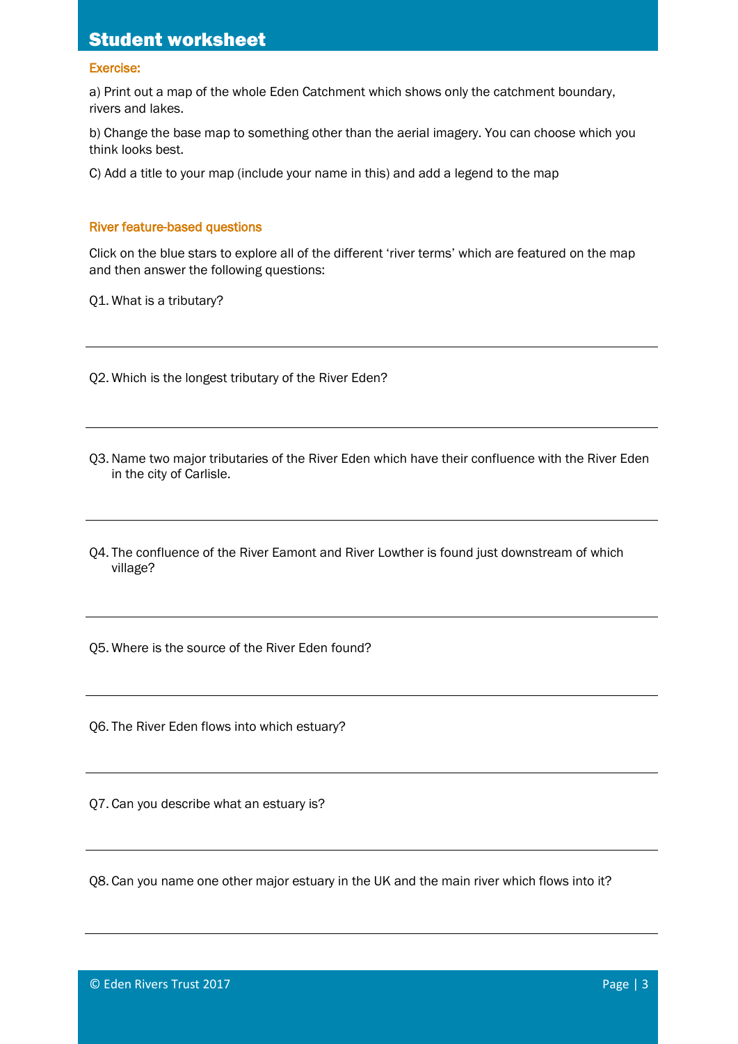## Student worksheet

**Exercise:**

a) Print out a map of the whole Eden Catchment which shows only the catchment boundary, rivers and lakes.

b) Change the base map to something other than the aerial imagery. You can choose which you think looks best.

C) Add a title to your map (include your name in this) and add a legend to the map

**River feature-based questions**

Click on the blue stars to explore all of the different 'river terms' which are featured on the map and then answer the following questions:

Q1. What is a tributary?

---

Q2. Which is the longest tributary of the River Eden?

---

Q3. Name two major tributaries of the River Eden which have their confluence with the River Eden in the city of Carlisle.

---

Q4. The confluence of the River Eamont and River Lowther is found just downstream of which village?

---

Q5. Where is the source of the River Eden found?

---

Q6. The River Eden flows into which estuary?

---

Q7. Can you describe what an estuary is?

---

Q8. Can you name one other major estuary in the UK and the main river which flows into it?

---

© Eden Rivers Trust 2017